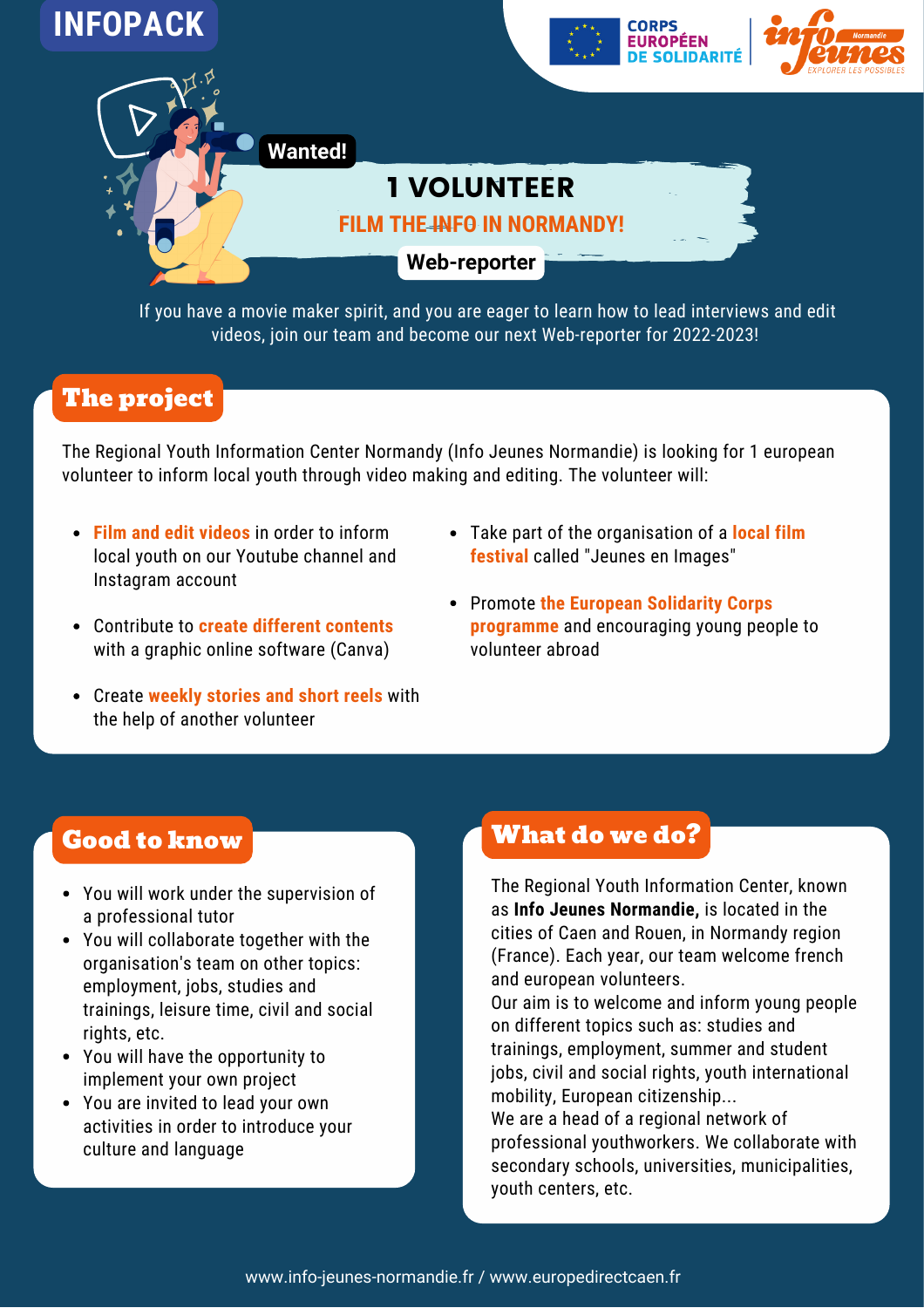INFOPACK

CORPS EUROPÉEN DE SOLIDARITÉ

Wanted!

# 1 VOLUNTEER

## FILM THE INFO IN NORMANDY!

**Web-reporter**

If you have a movie maker spirit, and you are eager to learn how to lead interviews and edit videos, join our team and become our next Web-reporter for 2022-2023!

## The project

The Regional Youth Information Center Normandy (Info Jeunes Normandie) is looking for 1 european volunteer to inform local youth through video making and editing. The volunteer will:

- **Film and edit videos** in order to inform local youth on our Youtube channel and Instagram account
- Contribute to **create different contents** with a graphic online software (Canva)
- Create **weekly stories and short reels** with the help of another volunteer
- Take part of the organisation of a **local film festival** called "Jeunes en Images"
- Promote **the European Solidarity Corps programme** and encouraging young people to volunteer abroad

## Good to know

- You will work under the supervision of a professional tutor
- You will collaborate together with the organisation's team on other topics: employment, jobs, studies and trainings, leisure time, civil and social rights, etc.
- You will have the opportunity to implement your own project
- You are invited to lead your own activities in order to introduce your culture and language

## What do we do?

The Regional Youth Information Center, known as **Info Jeunes Normandie,** is located in the cities of Caen and Rouen, in Normandy region (France). Each year, our team welcome french and european volunteers.
Our aim is to welcome and inform young people on different topics such as: studies and trainings, employment, summer and student jobs, civil and social rights, youth international mobility, European citizenship...
We are a head of a regional network of professional youthworkers. We collaborate with secondary schools, universities, municipalities, youth centers, etc.

www.info-jeunes-normandie.fr / www.europedirectcaen.fr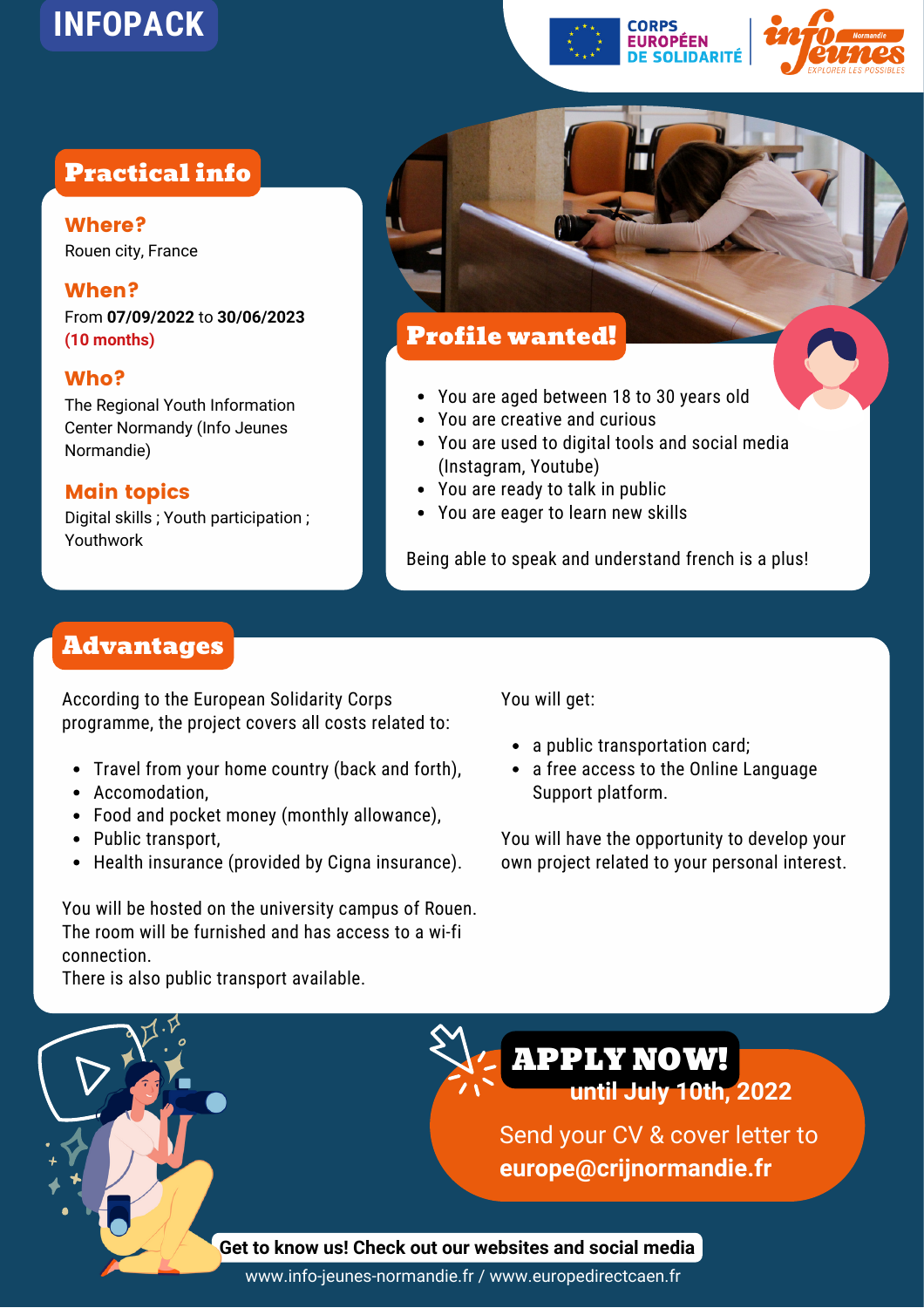# INFOPACK

CORPS EUROPÉEN DE SOLIDARITÉ

## Practical info

**Where?**

Rouen city, France

**When?**

From **07/09/2022** to **30/06/2023** **(10 months)**

**Who?**

The Regional Youth Information Center Normandy (Info Jeunes Normandie)

**Main topics**

Digital skills ; Youth participation ; Youthwork

## Profile wanted!

- You are aged between 18 to 30 years old
- You are creative and curious
- You are used to digital tools and social media (Instagram, Youtube)
- You are ready to talk in public
- You are eager to learn new skills

Being able to speak and understand french is a plus!

## Advantages

According to the European Solidarity Corps programme, the project covers all costs related to:

- Travel from your home country (back and forth),
- Accomodation,
- Food and pocket money (monthly allowance),
- Public transport,
- Health insurance (provided by Cigna insurance).

You will be hosted on the university campus of Rouen. The room will be furnished and has access to a wi-fi connection.
There is also public transport available.

You will get:

- a public transportation card;
- a free access to the Online Language Support platform.

You will have the opportunity to develop your own project related to your personal interest.

## APPLY NOW!

**until July 10th, 2022**

Send your CV & cover letter to **europe@crijnormandie.fr**

**Get to know us! Check out our websites and social media**

www.info-jeunes-normandie.fr / www.europedirectcaen.fr